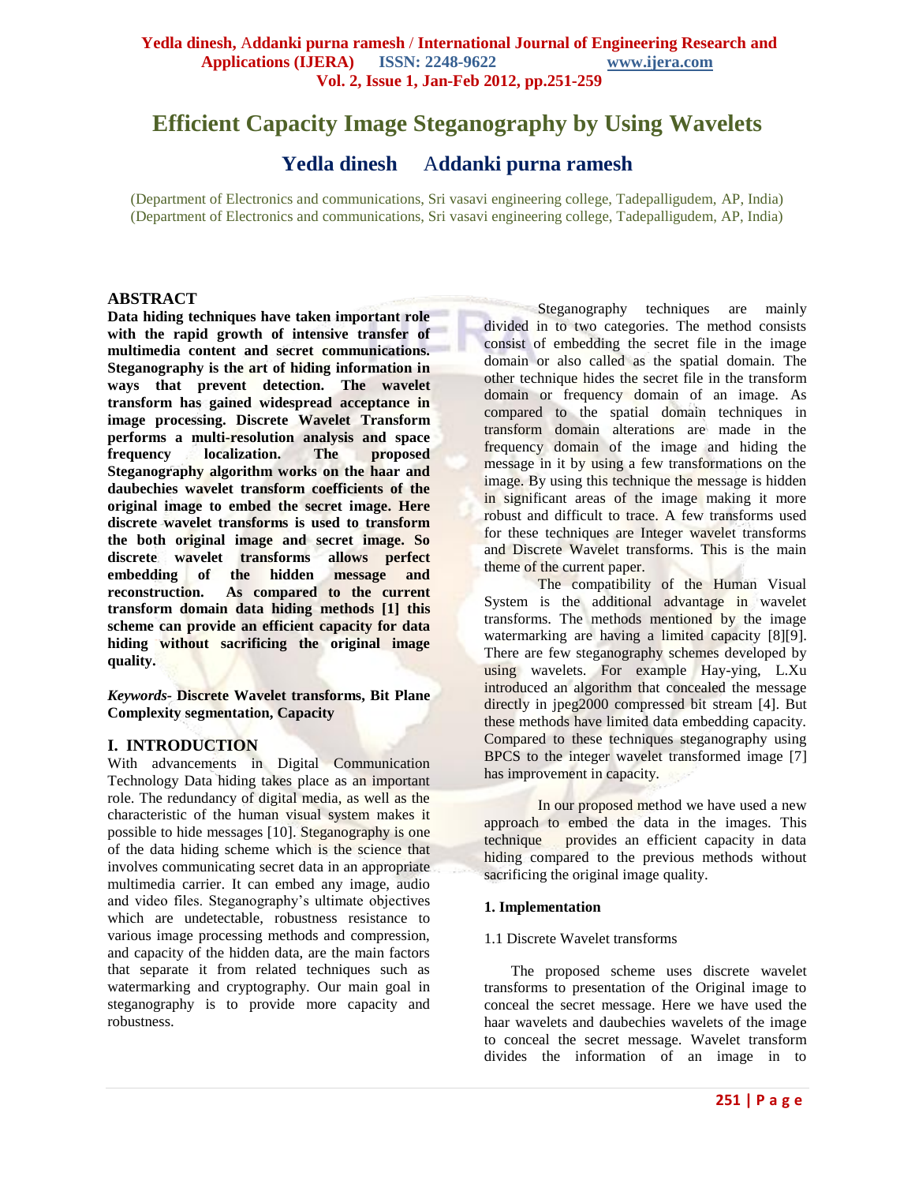# Efficient Capacity Image Steganography by Using Wavelets

## Yedla dinesh Addanki purna ramesh

(Department of Electronics and communications, Sri vasavi engineering college, Tadepalligudem, AP, India)
(Department of Electronics and communications, Sri vasavi engineering college, Tadepalligudem, AP, India)

## ABSTRACT

**Data hiding techniques have taken important role with the rapid growth of intensive transfer of multimedia content and secret communications. Steganography is the art of hiding information in ways that prevent detection. The wavelet transform has gained widespread acceptance in image processing. Discrete Wavelet Transform performs a multi-resolution analysis and space frequency localization. The proposed Steganography algorithm works on the haar and daubechies wavelet transform coefficients of the original image to embed the secret image. Here discrete wavelet transforms is used to transform the both original image and secret image. So discrete wavelet transforms allows perfect embedding of the hidden message and reconstruction. As compared to the current transform domain data hiding methods [1] this scheme can provide an efficient capacity for data hiding without sacrificing the original image quality.**

***Keywords-*** **Discrete Wavelet transforms, Bit Plane Complexity segmentation, Capacity**

## I. INTRODUCTION

With advancements in Digital Communication Technology Data hiding takes place as an important role. The redundancy of digital media, as well as the characteristic of the human visual system makes it possible to hide messages [10]. Steganography is one of the data hiding scheme which is the science that involves communicating secret data in an appropriate multimedia carrier. It can embed any image, audio and video files. Steganography's ultimate objectives which are undetectable, robustness resistance to various image processing methods and compression, and capacity of the hidden data, are the main factors that separate it from related techniques such as watermarking and cryptography. Our main goal in steganography is to provide more capacity and robustness.

Steganography techniques are mainly divided in to two categories. The method consists consist of embedding the secret file in the image domain or also called as the spatial domain. The other technique hides the secret file in the transform domain or frequency domain of an image. As compared to the spatial domain techniques in transform domain alterations are made in the frequency domain of the image and hiding the message in it by using a few transformations on the image. By using this technique the message is hidden in significant areas of the image making it more robust and difficult to trace. A few transforms used for these techniques are Integer wavelet transforms and Discrete Wavelet transforms. This is the main theme of the current paper.

The compatibility of the Human Visual System is the additional advantage in wavelet transforms. The methods mentioned by the image watermarking are having a limited capacity [8][9]. There are few steganography schemes developed by using wavelets. For example Hay-ying, L.Xu introduced an algorithm that concealed the message directly in jpeg2000 compressed bit stream [4]. But these methods have limited data embedding capacity. Compared to these techniques steganography using BPCS to the integer wavelet transformed image [7] has improvement in capacity.

In our proposed method we have used a new approach to embed the data in the images. This technique provides an efficient capacity in data hiding compared to the previous methods without sacrificing the original image quality.

### 1. Implementation

1.1 Discrete Wavelet transforms

The proposed scheme uses discrete wavelet transforms to presentation of the Original image to conceal the secret message. Here we have used the haar wavelets and daubechies wavelets of the image to conceal the secret message. Wavelet transform divides the information of an image in to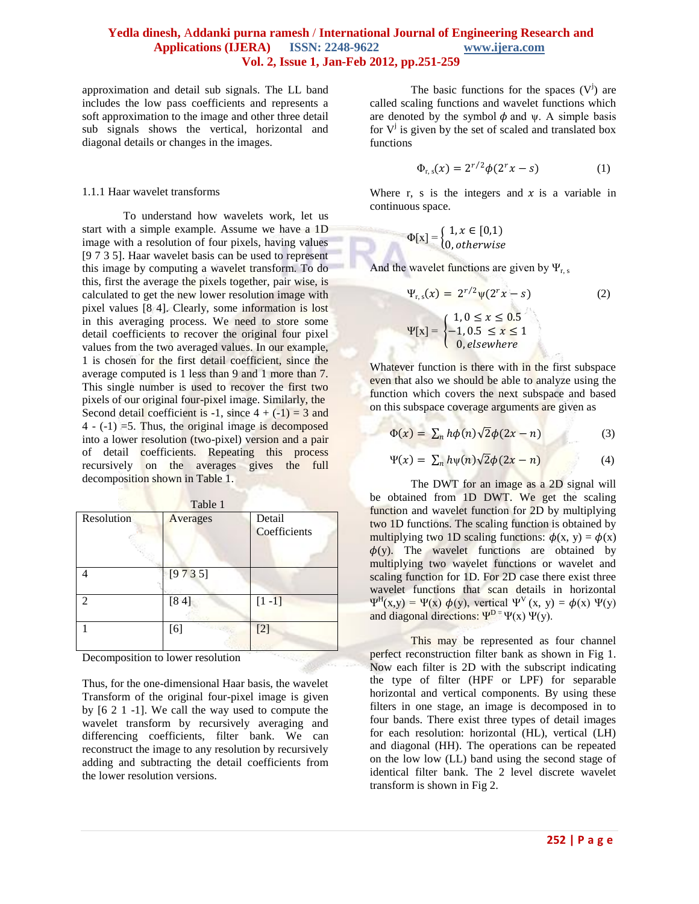approximation and detail sub signals. The LL band includes the low pass coefficients and represents a soft approximation to the image and other three detail sub signals shows the vertical, horizontal and diagonal details or changes in the images.

### 1.1.1 Haar wavelet transforms

To understand how wavelets work, let us start with a simple example. Assume we have a 1D image with a resolution of four pixels, having values [9 7 3 5]. Haar wavelet basis can be used to represent this image by computing a wavelet transform. To do this, first the average the pixels together, pair wise, is calculated to get the new lower resolution image with pixel values [8 4]. Clearly, some information is lost in this averaging process. We need to store some detail coefficients to recover the original four pixel values from the two averaged values. In our example, 1 is chosen for the first detail coefficient, since the average computed is 1 less than 9 and 1 more than 7. This single number is used to recover the first two pixels of our original four-pixel image. Similarly, the Second detail coefficient is -1, since 4 + (-1) = 3 and 4 - (-1) =5. Thus, the original image is decomposed into a lower resolution (two-pixel) version and a pair of detail coefficients. Repeating this process recursively on the averages gives the full decomposition shown in Table 1.

Table 1

| Resolution | Averages | Detail Coefficients |
|---|---|---|
| 4 | [9 7 3 5] | |
| 2 | [8 4] | [1 -1] |
| 1 | [6] | [2] |

Decomposition to lower resolution

Thus, for the one-dimensional Haar basis, the wavelet Transform of the original four-pixel image is given by [6 2 1 -1]. We call the way used to compute the wavelet transform by recursively averaging and differencing coefficients, filter bank. We can reconstruct the image to any resolution by recursively adding and subtracting the detail coefficients from the lower resolution versions.

The basic functions for the spaces ($V^j$) are called scaling functions and wavelet functions which are denoted by the symbol $\phi$ and $\psi$. A simple basis for $V^j$ is given by the set of scaled and translated box functions

$$\Phi_{r,s}(x) = 2^{r/2}\phi(2^r x - s) \tag{1}$$

Where r, s is the integers and $x$ is a variable in continuous space.

$$\Phi[x] = \begin{cases} 1, x \in [0,1) \\ 0, otherwise \end{cases}$$

And the wavelet functions are given by $\Psi_{r,s}$

$$\Psi_{r,s}(x) = 2^{r/2}\psi(2^r x - s) \tag{2}$$

$$\Psi[x] = \begin{cases} 1, 0 \leq x \leq 0.5 \\ -1, 0.5 \leq x \leq 1 \\ 0, elsewhere \end{cases}$$

Whatever function is there with in the first subspace even that also we should be able to analyze using the function which covers the next subspace and based on this subspace coverage arguments are given as

$$\Phi(x) = \textstyle\sum_n h\phi(n)\sqrt{2}\phi(2x - n) \tag{3}$$

$$\Psi(x) = \textstyle\sum_n h\psi(n)\sqrt{2}\phi(2x - n) \tag{4}$$

The DWT for an image as a 2D signal will be obtained from 1D DWT. We get the scaling function and wavelet function for 2D by multiplying two 1D functions. The scaling function is obtained by multiplying two 1D scaling functions: $\phi(x, y) = \phi(x)\phi(y)$. The wavelet functions are obtained by multiplying two wavelet functions or wavelet and scaling function for 1D. For 2D case there exist three wavelet functions that scan details in horizontal $\Psi^H(x,y) = \Psi(x)\,\phi(y)$, vertical $\Psi^V(x, y) = \phi(x)\,\Psi(y)$ and diagonal directions: $\Psi^D = \Psi(x)\,\Psi(y)$.

This may be represented as four channel perfect reconstruction filter bank as shown in Fig 1. Now each filter is 2D with the subscript indicating the type of filter (HPF or LPF) for separable horizontal and vertical components. By using these filters in one stage, an image is decomposed in to four bands. There exist three types of detail images for each resolution: horizontal (HL), vertical (LH) and diagonal (HH). The operations can be repeated on the low low (LL) band using the second stage of identical filter bank. The 2 level discrete wavelet transform is shown in Fig 2.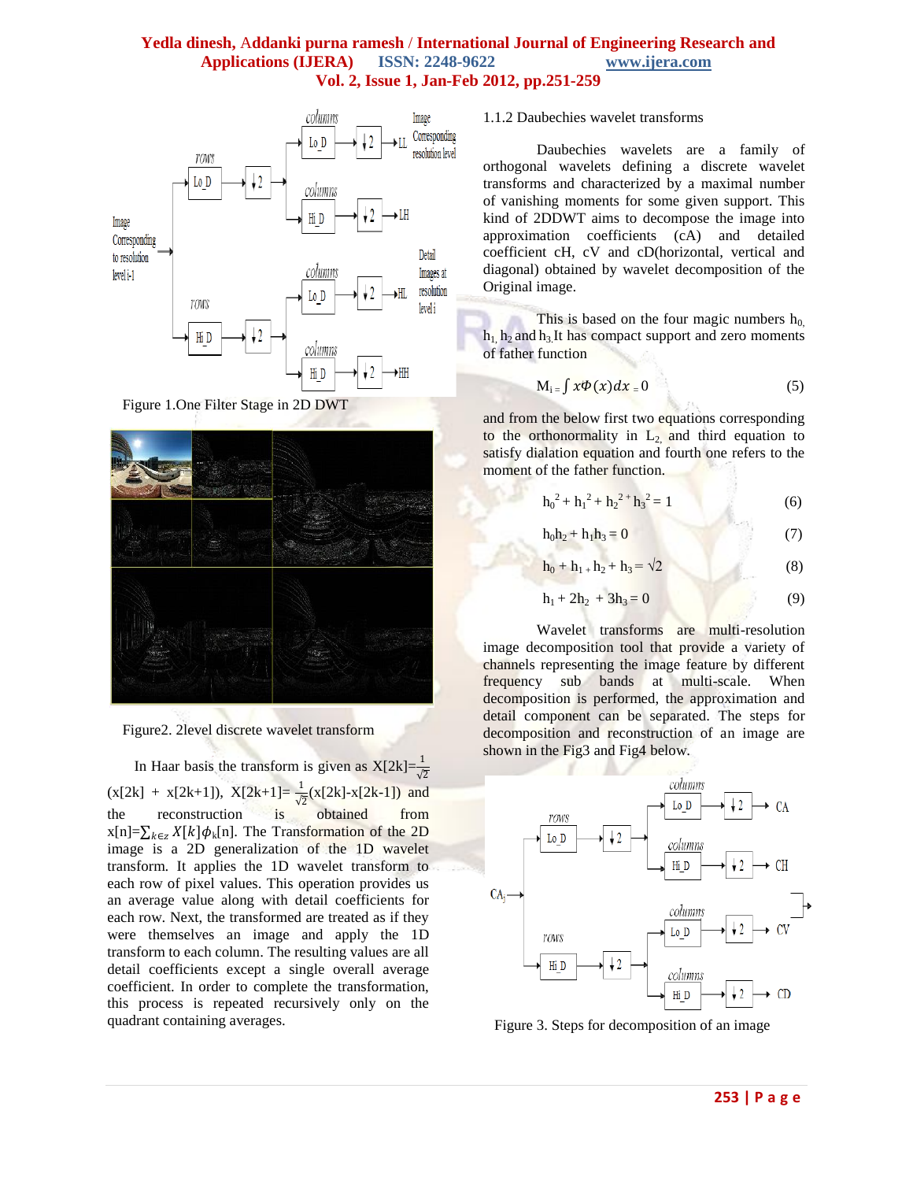Figure 1.One Filter Stage in 2D DWT

Figure2. 2level discrete wavelet transform

In Haar basis the transform is given as $X[2k]=\frac{1}{\sqrt{2}}(x[2k] + x[2k+1])$, $X[2k+1]= \frac{1}{\sqrt{2}}(x[2k]-x[2k-1])$ and the reconstruction is obtained from $x[n]=\sum_{k\in z} X[k]\phi_k[n]$. The Transformation of the 2D image is a 2D generalization of the 1D wavelet transform. It applies the 1D wavelet transform to each row of pixel values. This operation provides us an average value along with detail coefficients for each row. Next, the transformed are treated as if they were themselves an image and apply the 1D transform to each column. The resulting values are all detail coefficients except a single overall average coefficient. In order to complete the transformation, this process is repeated recursively only on the quadrant containing averages.

### 1.1.2 Daubechies wavelet transforms

Daubechies wavelets are a family of orthogonal wavelets defining a discrete wavelet transforms and characterized by a maximal number of vanishing moments for some given support. This kind of 2DDWT aims to decompose the image into approximation coefficients (cA) and detailed coefficient cH, cV and cD(horizontal, vertical and diagonal) obtained by wavelet decomposition of the Original image.

This is based on the four magic numbers $h_0$, $h_1$, $h_2$ and $h_3$. It has compact support and zero moments of father function

$$M_i = \int x\Phi(x)dx = 0 \tag{5}$$

and from the below first two equations corresponding to the orthonormality in $L_2$, and third equation to satisfy dialation equation and fourth one refers to the moment of the father function.

$$h_0^2 + h_1^2 + h_2^2 + h_3^2 = 1 \tag{6}$$

$$h_0h_2 + h_1h_3 = 0 \tag{7}$$

$$h_0 + h_1 + h_2 + h_3 = \sqrt{2} \tag{8}$$

$$h_1 + 2h_2 + 3h_3 = 0 \tag{9}$$

Wavelet transforms are multi-resolution image decomposition tool that provide a variety of channels representing the image feature by different frequency sub bands at multi-scale. When decomposition is performed, the approximation and detail component can be separated. The steps for decomposition and reconstruction of an image are shown in the Fig3 and Fig4 below.

Figure 3. Steps for decomposition of an image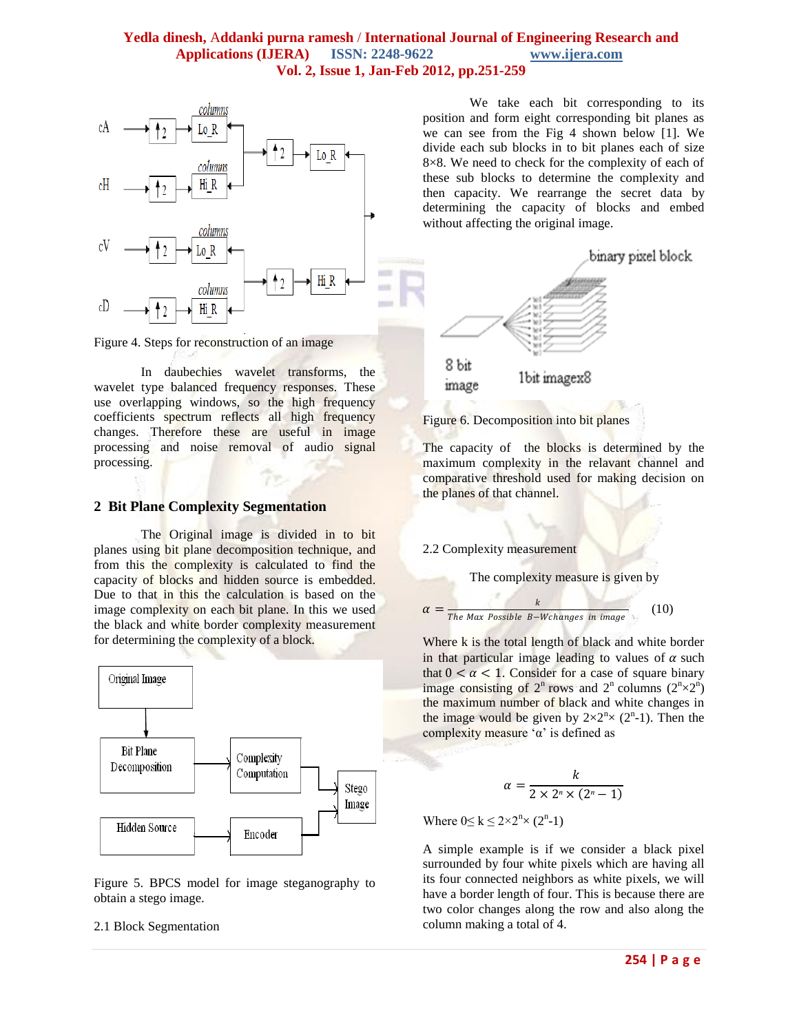Figure 4. Steps for reconstruction of an image

In daubechies wavelet transforms, the wavelet type balanced frequency responses. These use overlapping windows, so the high frequency coefficients spectrum reflects all high frequency changes. Therefore these are useful in image processing and noise removal of audio signal processing.

## 2 Bit Plane Complexity Segmentation

The Original image is divided in to bit planes using bit plane decomposition technique, and from this the complexity is calculated to find the capacity of blocks and hidden source is embedded. Due to that in this the calculation is based on the image complexity on each bit plane. In this we used the black and white border complexity measurement for determining the complexity of a block.

Figure 5. BPCS model for image steganography to obtain a stego image.

2.1 Block Segmentation

We take each bit corresponding to its position and form eight corresponding bit planes as we can see from the Fig 4 shown below [1]. We divide each sub blocks in to bit planes each of size 8×8. We need to check for the complexity of each of these sub blocks to determine the complexity and then capacity. We rearrange the secret data by determining the capacity of blocks and embed without affecting the original image.

Figure 6. Decomposition into bit planes

The capacity of the blocks is determined by the maximum complexity in the relavant channel and comparative threshold used for making decision on the planes of that channel.

2.2 Complexity measurement

The complexity measure is given by

$$\alpha = \frac{k}{\text{The Max Possible B-Wchanges in image}} \qquad (10)$$

Where k is the total length of black and white border in that particular image leading to values of $\alpha$ such that $0 < \alpha < 1$. Consider for a case of square binary image consisting of $2^n$ rows and $2^n$ columns ($2^n \times 2^n$) the maximum number of black and white changes in the image would be given by $2 \times 2^n \times (2^n-1)$. Then the complexity measure 'α' is defined as

$$\alpha = \frac{k}{2 \times 2^n \times (2^n - 1)}$$

Where $0 \leq k \leq 2 \times 2^n \times (2^n-1)$

A simple example is if we consider a black pixel surrounded by four white pixels which are having all its four connected neighbors as white pixels, we will have a border length of four. This is because there are two color changes along the row and also along the column making a total of 4.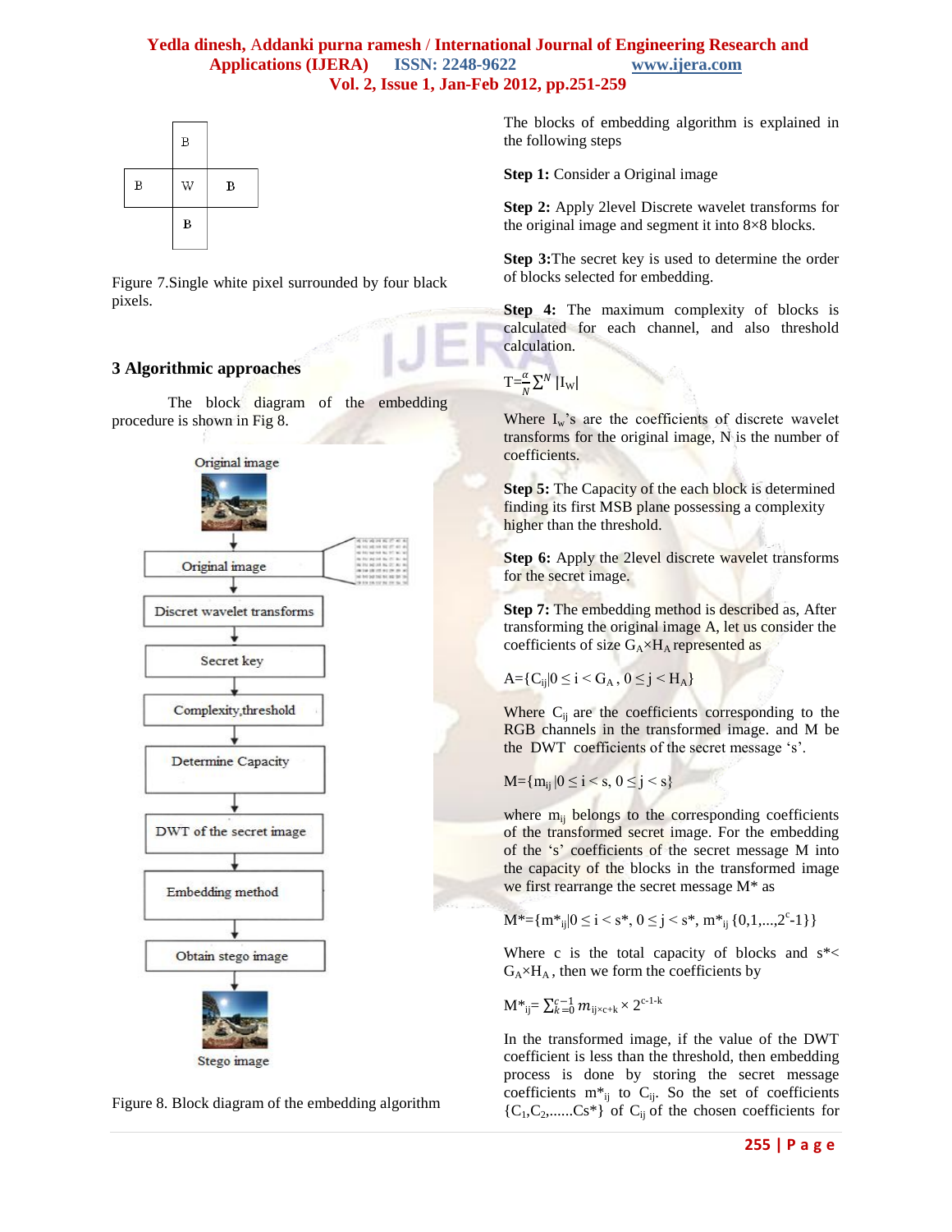Figure 7.Single white pixel surrounded by four black pixels.

## 3 Algorithmic approaches

The block diagram of the embedding procedure is shown in Fig 8.

Figure 8. Block diagram of the embedding algorithm

The blocks of embedding algorithm is explained in the following steps

**Step 1:** Consider a Original image

**Step 2:** Apply 2level Discrete wavelet transforms for the original image and segment it into 8×8 blocks.

**Step 3:**The secret key is used to determine the order of blocks selected for embedding.

**Step 4:** The maximum complexity of blocks is calculated for each channel, and also threshold calculation.

$T=\frac{\alpha}{N}\sum^{N} |I_W|$

Where $I_w$'s are the coefficients of discrete wavelet transforms for the original image, N is the number of coefficients.

**Step 5:** The Capacity of the each block is determined finding its first MSB plane possessing a complexity higher than the threshold.

**Step 6:** Apply the 2level discrete wavelet transforms for the secret image.

**Step 7:** The embedding method is described as, After transforming the original image A, let us consider the coefficients of size $G_A \times H_A$ represented as

$A=\{C_{ij}|0 \leq i < G_A , 0 \leq j < H_A\}$

Where $C_{ij}$ are the coefficients corresponding to the RGB channels in the transformed image. and M be the DWT coefficients of the secret message 's'.

$M=\{m_{ij} |0 \leq i < s, 0 \leq j < s\}$

where $m_{ij}$ belongs to the corresponding coefficients of the transformed secret image. For the embedding of the 's' coefficients of the secret message M into the capacity of the blocks in the transformed image we first rearrange the secret message M* as

$M^*=\{m^*_{ij}|0 \leq i < s^*, 0 \leq j < s^*, m^*_{ij} \{0,1,...,2^c-1\}\}$

Where c is the total capacity of blocks and $s^* < G_A \times H_A$ , then we form the coefficients by

$M^*_{ij}= \sum_{k=0}^{c-1} m_{ij \times c+k} \times 2^{c-1-k}$

In the transformed image, if the value of the DWT coefficient is less than the threshold, then embedding process is done by storing the secret message coefficients $m^*_{ij}$ to $C_{ij}$. So the set of coefficients $\{C_1,C_2,......Cs^*\}$ of $C_{ij}$ of the chosen coefficients for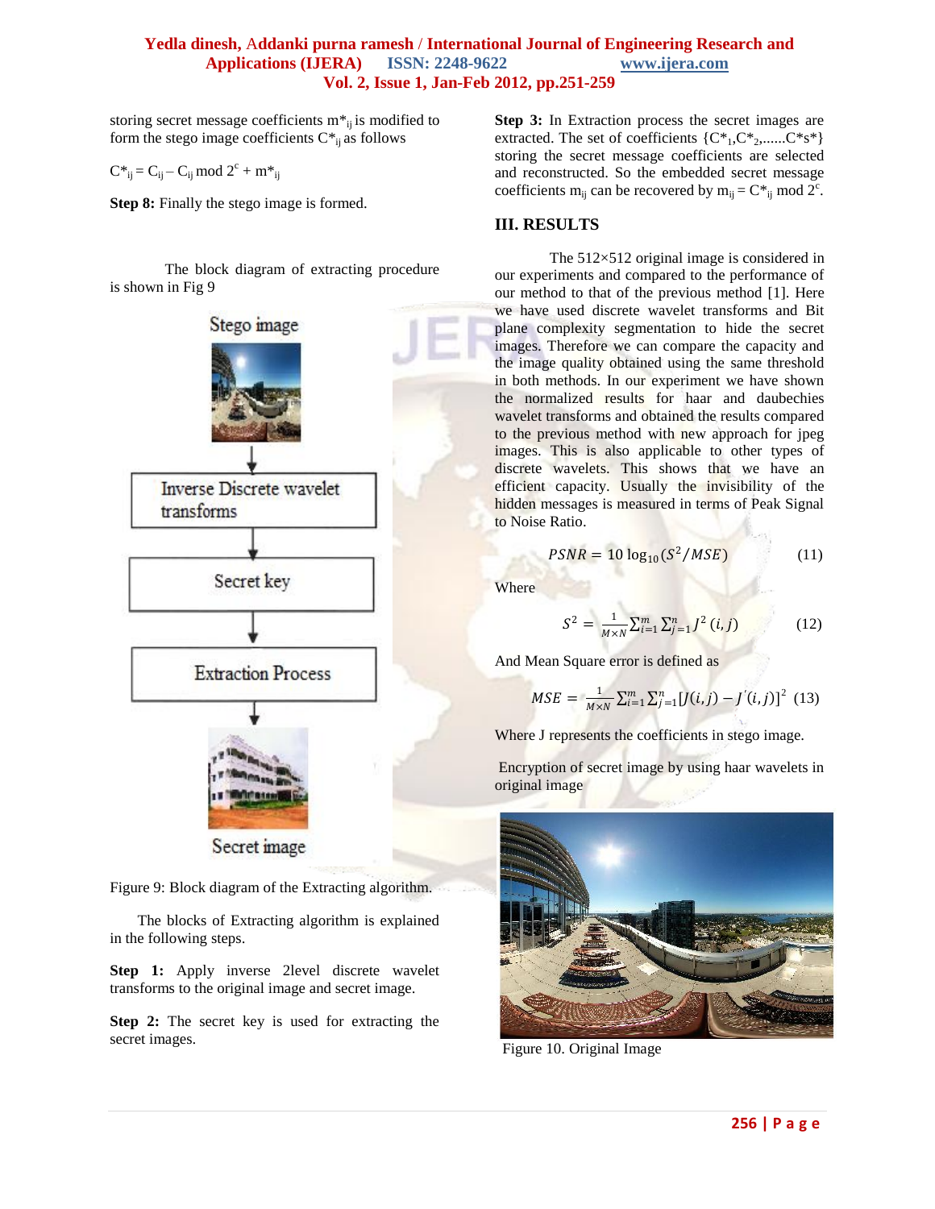storing secret message coefficients $m^*_{ij}$ is modified to form the stego image coefficients $C^*_{ij}$ as follows

$C^*_{ij} = C_{ij} – C_{ij} \bmod 2^c + m^*_{ij}$

**Step 8:** Finally the stego image is formed.

The block diagram of extracting procedure is shown in Fig 9

Stego image

Inverse Discrete wavelet transforms

Secret key

Extraction Process

Secret image

Figure 9: Block diagram of the Extracting algorithm.

The blocks of Extracting algorithm is explained in the following steps.

**Step 1:** Apply inverse 2level discrete wavelet transforms to the original image and secret image.

**Step 2:** The secret key is used for extracting the secret images.

**Step 3:** In Extraction process the secret images are extracted. The set of coefficients $\{C^*_1, C^*_2, ......C^*s^*\}$ storing the secret message coefficients are selected and reconstructed. So the embedded secret message coefficients $m_{ij}$ can be recovered by $m_{ij} = C^*_{ij} \bmod 2^c$.

## III. RESULTS

The 512×512 original image is considered in our experiments and compared to the performance of our method to that of the previous method [1]. Here we have used discrete wavelet transforms and Bit plane complexity segmentation to hide the secret images. Therefore we can compare the capacity and the image quality obtained using the same threshold in both methods. In our experiment we have shown the normalized results for haar and daubechies wavelet transforms and obtained the results compared to the previous method with new approach for jpeg images. This is also applicable to other types of discrete wavelets. This shows that we have an efficient capacity. Usually the invisibility of the hidden messages is measured in terms of Peak Signal to Noise Ratio.

$$PSNR = 10 \log_{10}(S^2/MSE) \qquad (11)$$

Where

$$S^2 = \frac{1}{M \times N} \sum_{i=1}^{m} \sum_{j=1}^{n} J^2(i,j) \qquad (12)$$

And Mean Square error is defined as

$$MSE = \frac{1}{M \times N} \sum_{i=1}^{m} \sum_{j=1}^{n} [J(i,j) - J'(i,j)]^2 \qquad (13)$$

Where J represents the coefficients in stego image.

Encryption of secret image by using haar wavelets in original image

Figure 10. Original Image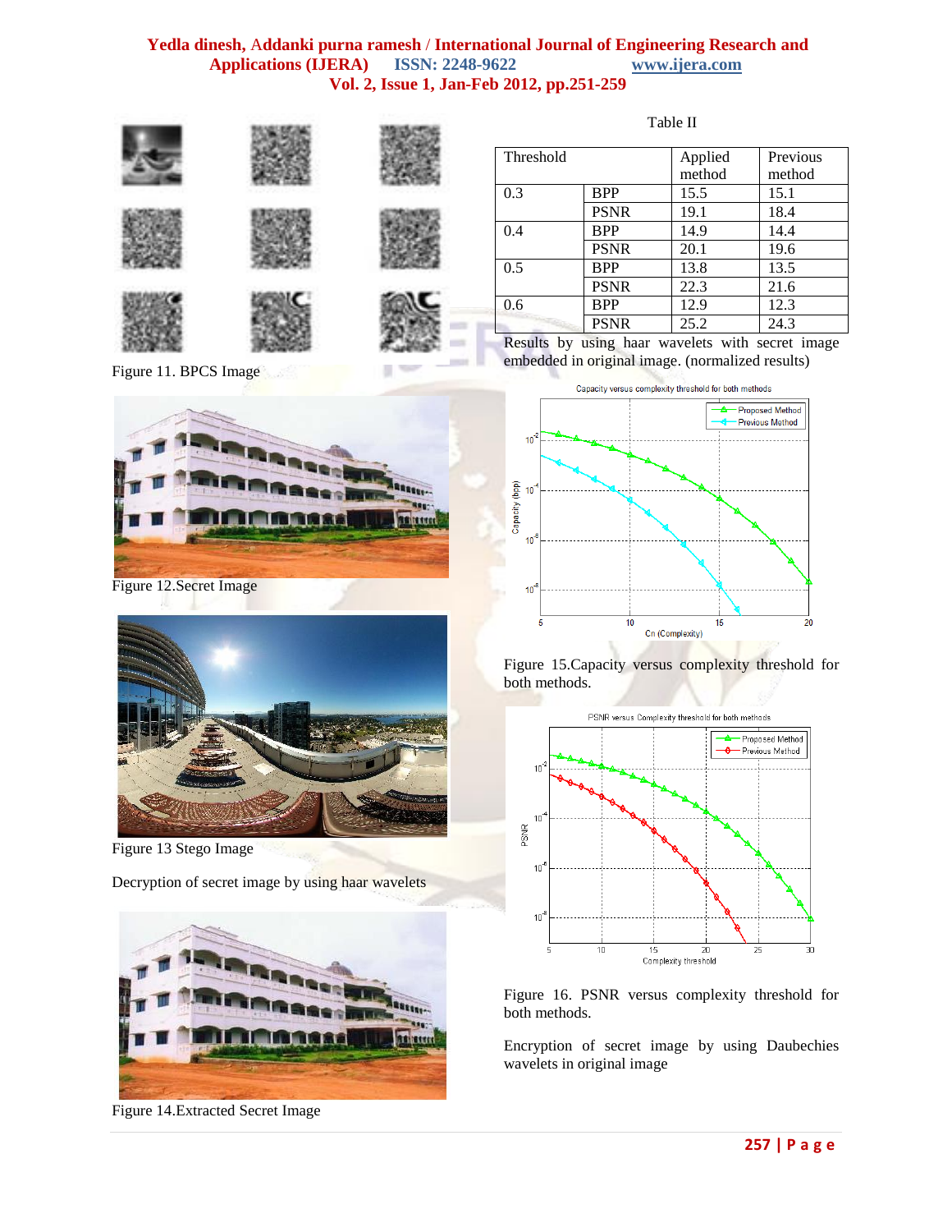Figure 11. BPCS Image

Figure 12.Secret Image

Figure 13 Stego Image

Decryption of secret image by using haar wavelets

Figure 14.Extracted Secret Image

Table II

| Threshold | | Applied method | Previous method |
|---|---|---|---|
| 0.3 | BPP | 15.5 | 15.1 |
| | PSNR | 19.1 | 18.4 |
| 0.4 | BPP | 14.9 | 14.4 |
| | PSNR | 20.1 | 19.6 |
| 0.5 | BPP | 13.8 | 13.5 |
| | PSNR | 22.3 | 21.6 |
| 0.6 | BPP | 12.9 | 12.3 |
| | PSNR | 25.2 | 24.3 |

Results by using haar wavelets with secret image embedded in original image. (normalized results)

Figure 15.Capacity versus complexity threshold for both methods.

Figure 16. PSNR versus complexity threshold for both methods.

Encryption of secret image by using Daubechies wavelets in original image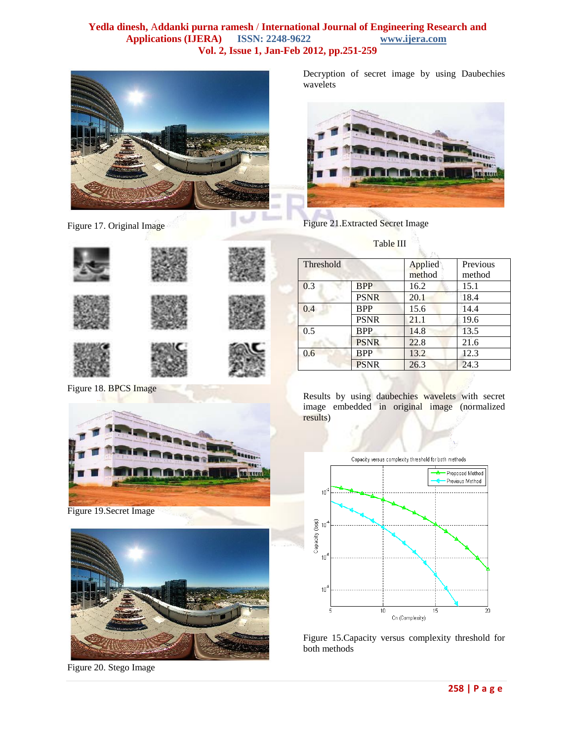Figure 17. Original Image

Figure 18. BPCS Image

Figure 19.Secret Image

Figure 20. Stego Image

Decryption of secret image by using Daubechies wavelets

Figure 21.Extracted Secret Image

Table III

| Threshold | | Applied method | Previous method |
|---|---|---|---|
| 0.3 | BPP | 16.2 | 15.1 |
| | PSNR | 20.1 | 18.4 |
| 0.4 | BPP | 15.6 | 14.4 |
| | PSNR | 21.1 | 19.6 |
| 0.5 | BPP | 14.8 | 13.5 |
| | PSNR | 22.8 | 21.6 |
| 0.6 | BPP | 13.2 | 12.3 |
| | PSNR | 26.3 | 24.3 |

Results by using daubechies wavelets with secret image embedded in original image (normalized results)

Figure 15.Capacity versus complexity threshold for both methods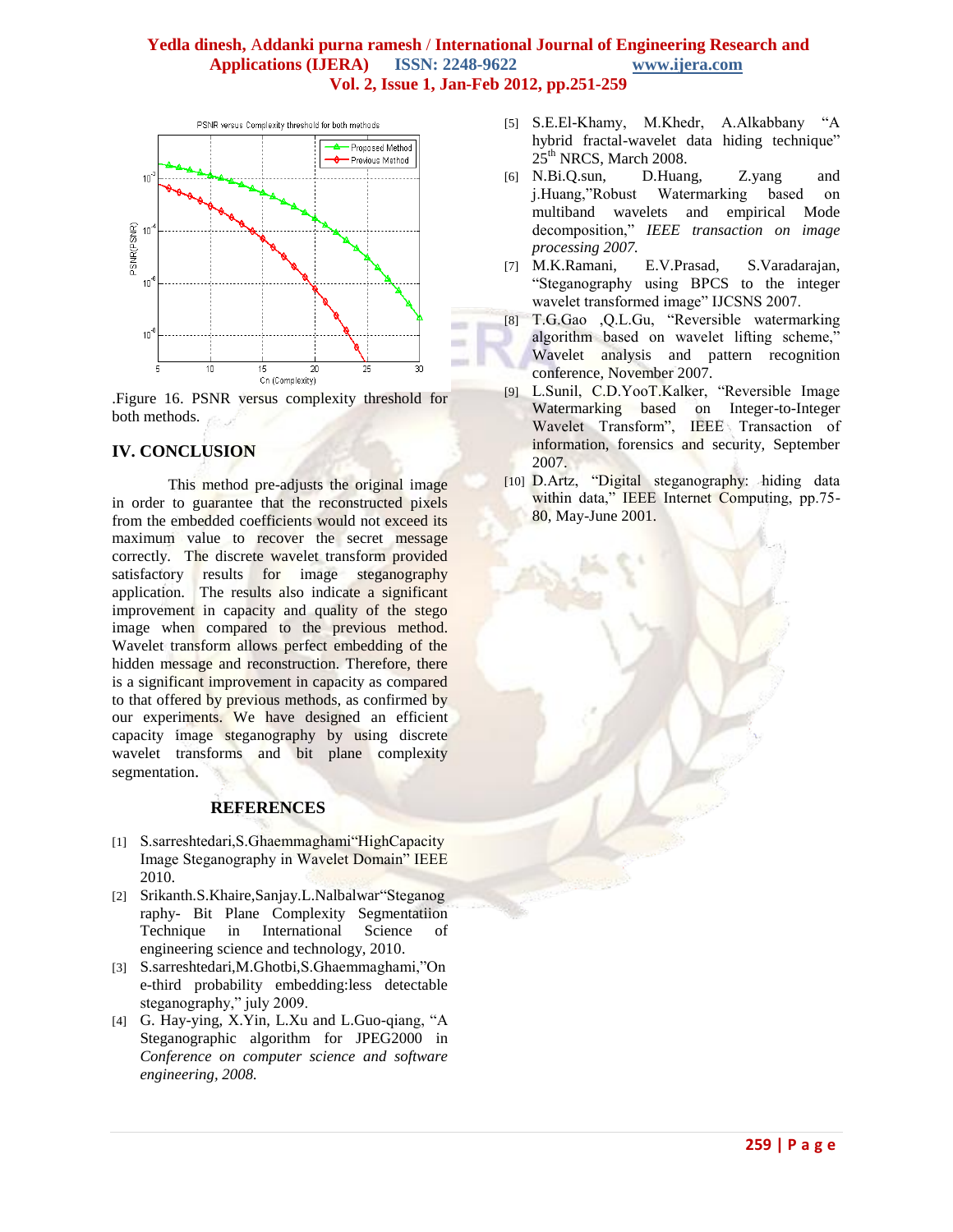PSNR versus Complexity threshold for both methods

Proposed Method

Previous Method

PSNR(PSNR)

$10^{-2}$

$10^{-4}$

$10^{-6}$

$10^{-8}$

5 10 15 20 25 30

Cn (Complexity)

.Figure 16. PSNR versus complexity threshold for both methods.

## IV. CONCLUSION

This method pre-adjusts the original image in order to guarantee that the reconstructed pixels from the embedded coefficients would not exceed its maximum value to recover the secret message correctly. The discrete wavelet transform provided satisfactory results for image steganography application. The results also indicate a significant improvement in capacity and quality of the stego image when compared to the previous method. Wavelet transform allows perfect embedding of the hidden message and reconstruction. Therefore, there is a significant improvement in capacity as compared to that offered by previous methods, as confirmed by our experiments. We have designed an efficient capacity image steganography by using discrete wavelet transforms and bit plane complexity segmentation.

## REFERENCES

[1] S.sarreshtedari,S.Ghaemmaghami"HighCapacity Image Steganography in Wavelet Domain" IEEE 2010.

[2] Srikanth.S.Khaire,Sanjay.L.Nalbalwar"Steganography- Bit Plane Complexity Segmentatiion Technique in International Science of engineering science and technology, 2010.

[3] S.sarreshtedari,M.Ghotbi,S.Ghaemmaghami,"One-third probability embedding:less detectable steganography," july 2009.

[4] G. Hay-ying, X.Yin, L.Xu and L.Guo-qiang, "A Steganographic algorithm for JPEG2000 in *Conference on computer science and software engineering, 2008.*

[5] S.E.El-Khamy, M.Khedr, A.Alkabbany "A hybrid fractal-wavelet data hiding technique" 25th NRCS, March 2008.

[6] N.Bi.Q.sun, D.Huang, Z.yang and j.Huang,"Robust Watermarking based on multiband wavelets and empirical Mode decomposition," *IEEE transaction on image processing 2007.*

[7] M.K.Ramani, E.V.Prasad, S.Varadarajan, "Steganography using BPCS to the integer wavelet transformed image" IJCSNS 2007.

[8] T.G.Gao ,Q.L.Gu, "Reversible watermarking algorithm based on wavelet lifting scheme," Wavelet analysis and pattern recognition conference, November 2007.

[9] L.Sunil, C.D.YooT.Kalker, "Reversible Image Watermarking based on Integer-to-Integer Wavelet Transform", IEEE Transaction of information, forensics and security, September 2007.

[10] D.Artz, "Digital steganography: hiding data within data," IEEE Internet Computing, pp.75-80, May-June 2001.